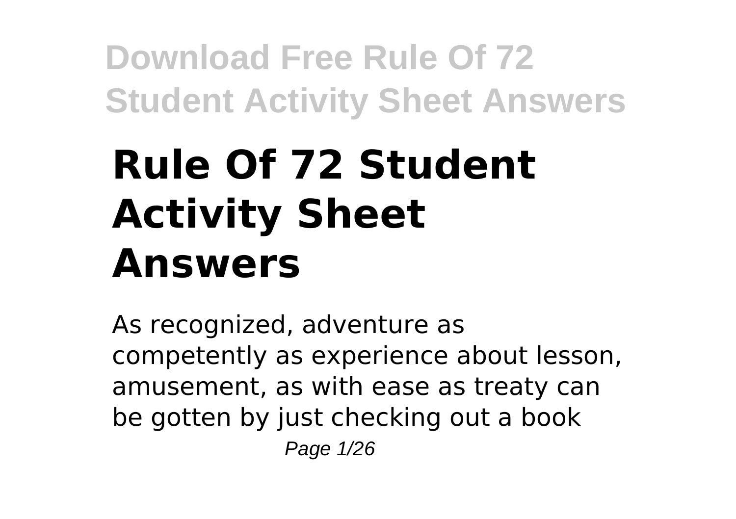# Rule Of 72 Student Activity Sheet Answers

As recognized, adventure as competently as experience about lesson, amusement, as with ease as treaty can be gotten by just checking out a book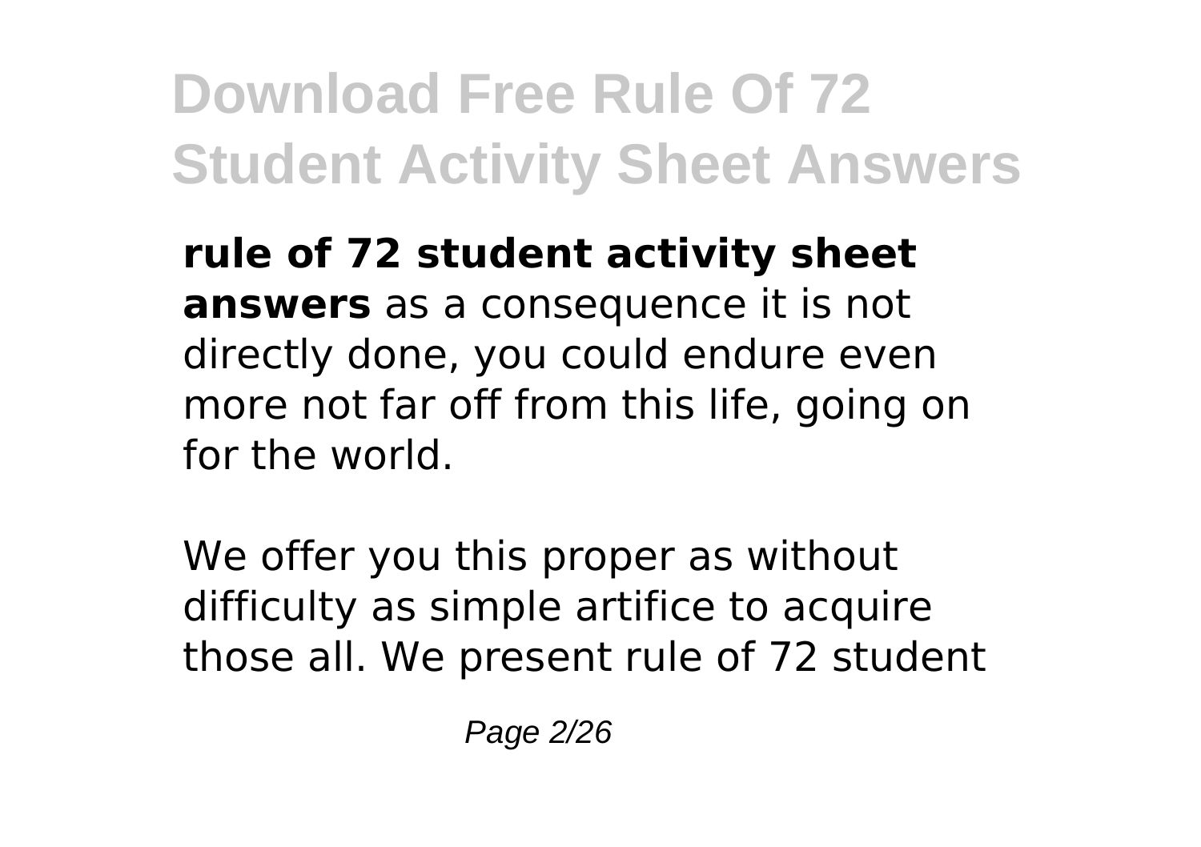**rule of 72 student activity sheet answers** as a consequence it is not directly done, you could endure even more not far off from this life, going on for the world.

We offer you this proper as without difficulty as simple artifice to acquire those all. We present rule of 72 student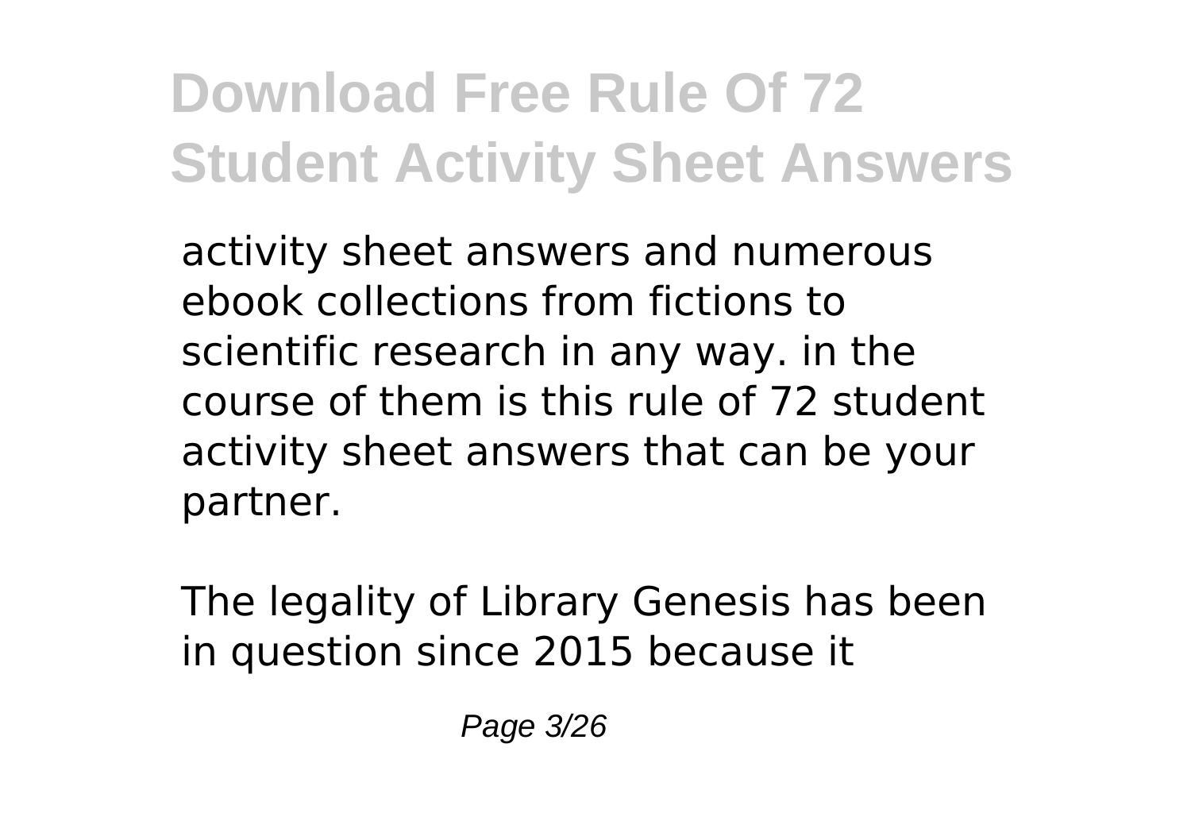activity sheet answers and numerous ebook collections from fictions to scientific research in any way. in the course of them is this rule of 72 student activity sheet answers that can be your partner.

The legality of Library Genesis has been in question since 2015 because it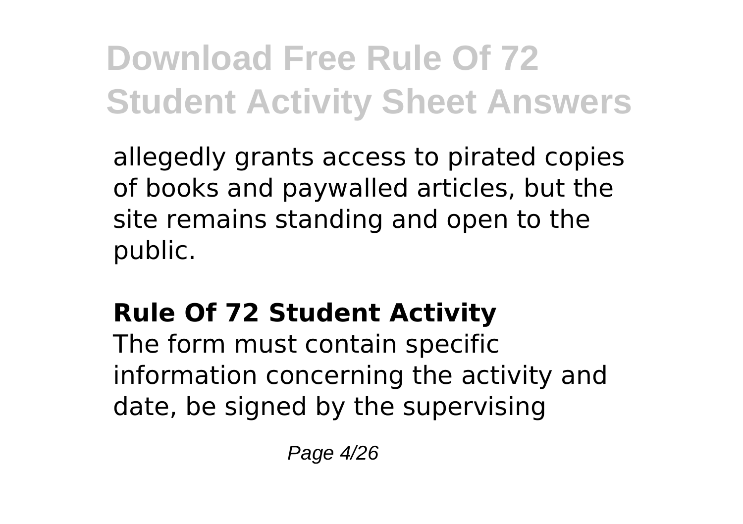allegedly grants access to pirated copies of books and paywalled articles, but the site remains standing and open to the public.

## Rule Of 72 Student Activity

The form must contain specific information concerning the activity and date, be signed by the supervising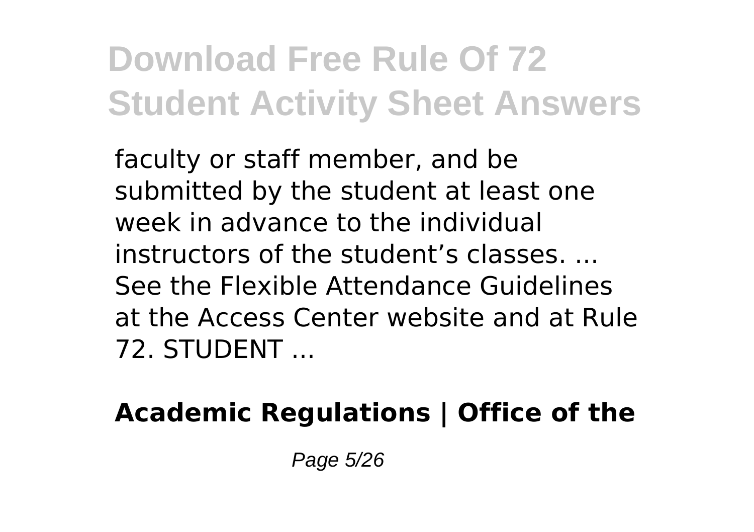faculty or staff member, and be submitted by the student at least one week in advance to the individual instructors of the student’s classes. ... See the Flexible Attendance Guidelines at the Access Center website and at Rule 72. STUDENT ...

**Academic Regulations | Office of the**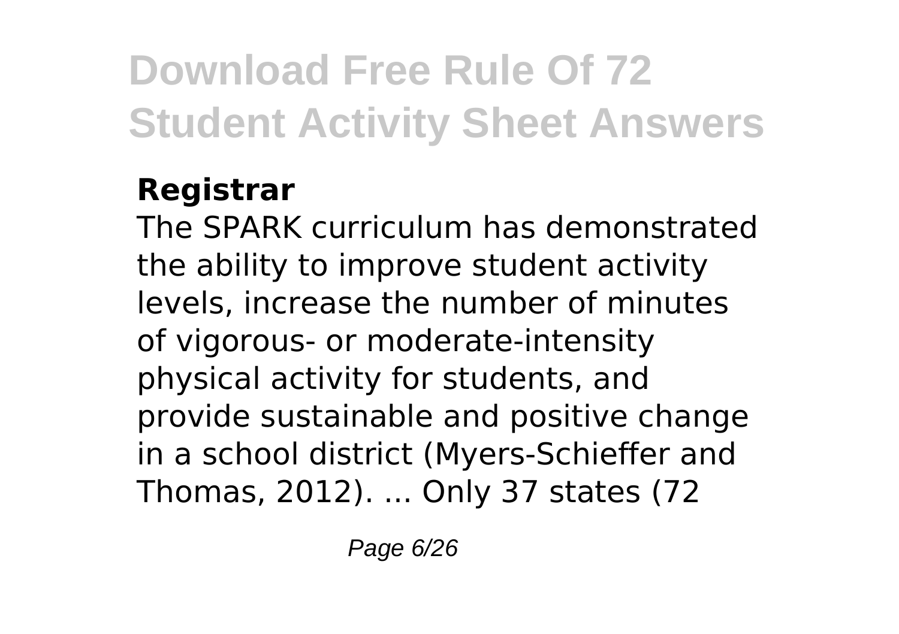### Registrar

The SPARK curriculum has demonstrated the ability to improve student activity levels, increase the number of minutes of vigorous- or moderate-intensity physical activity for students, and provide sustainable and positive change in a school district (Myers-Schieffer and Thomas, 2012). ... Only 37 states (72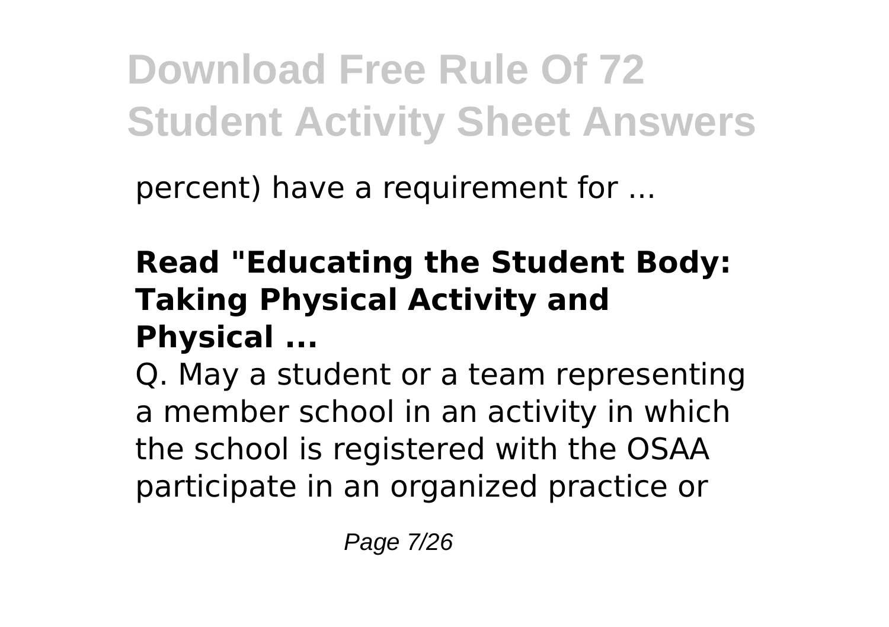percent) have a requirement for ...

**Read "Educating the Student Body: Taking Physical Activity and Physical ...**

Q. May a student or a team representing a member school in an activity in which the school is registered with the OSAA participate in an organized practice or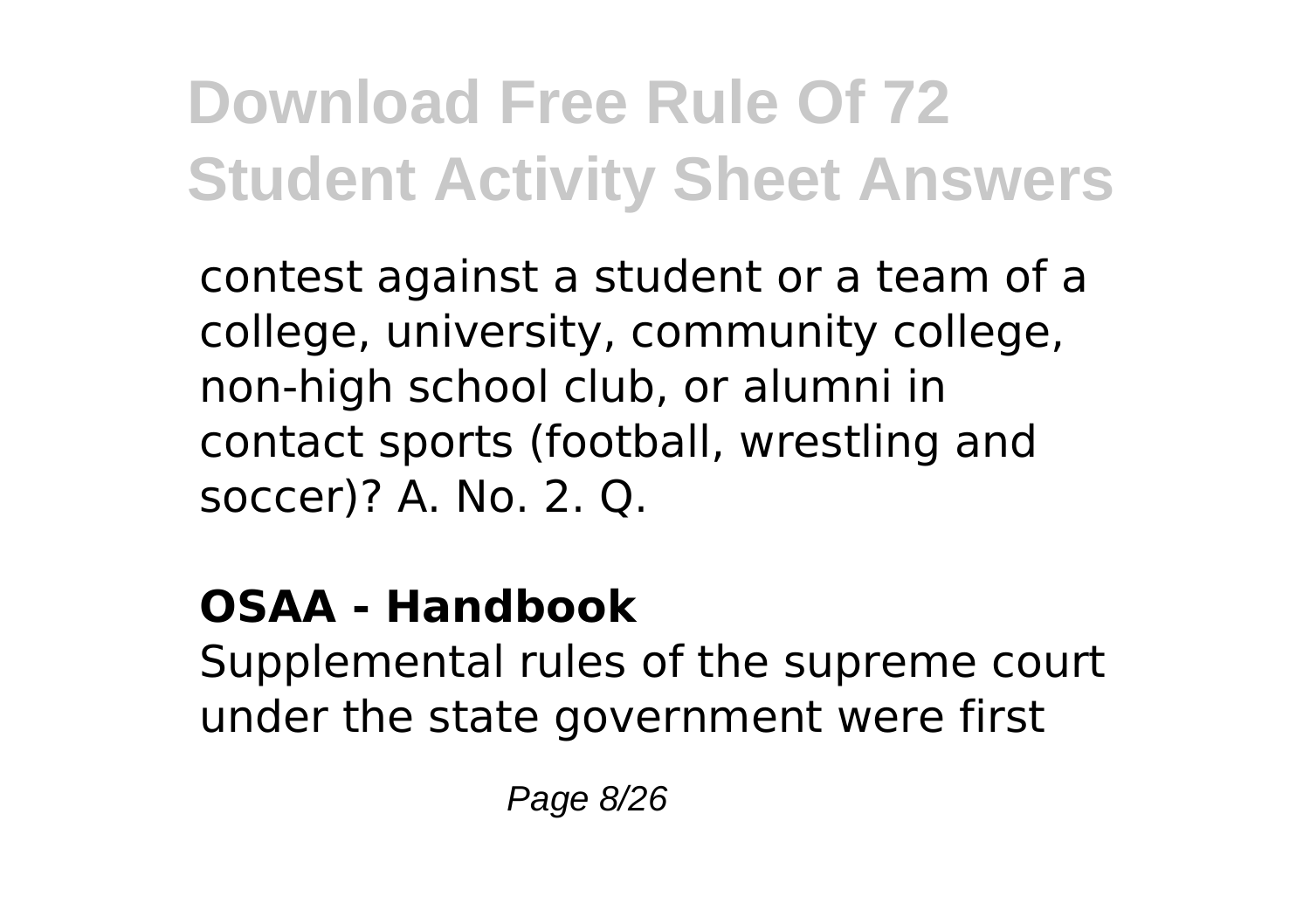contest against a student or a team of a college, university, community college, non-high school club, or alumni in contact sports (football, wrestling and soccer)? A. No. 2. Q.

**OSAA - Handbook**

Supplemental rules of the supreme court under the state government were first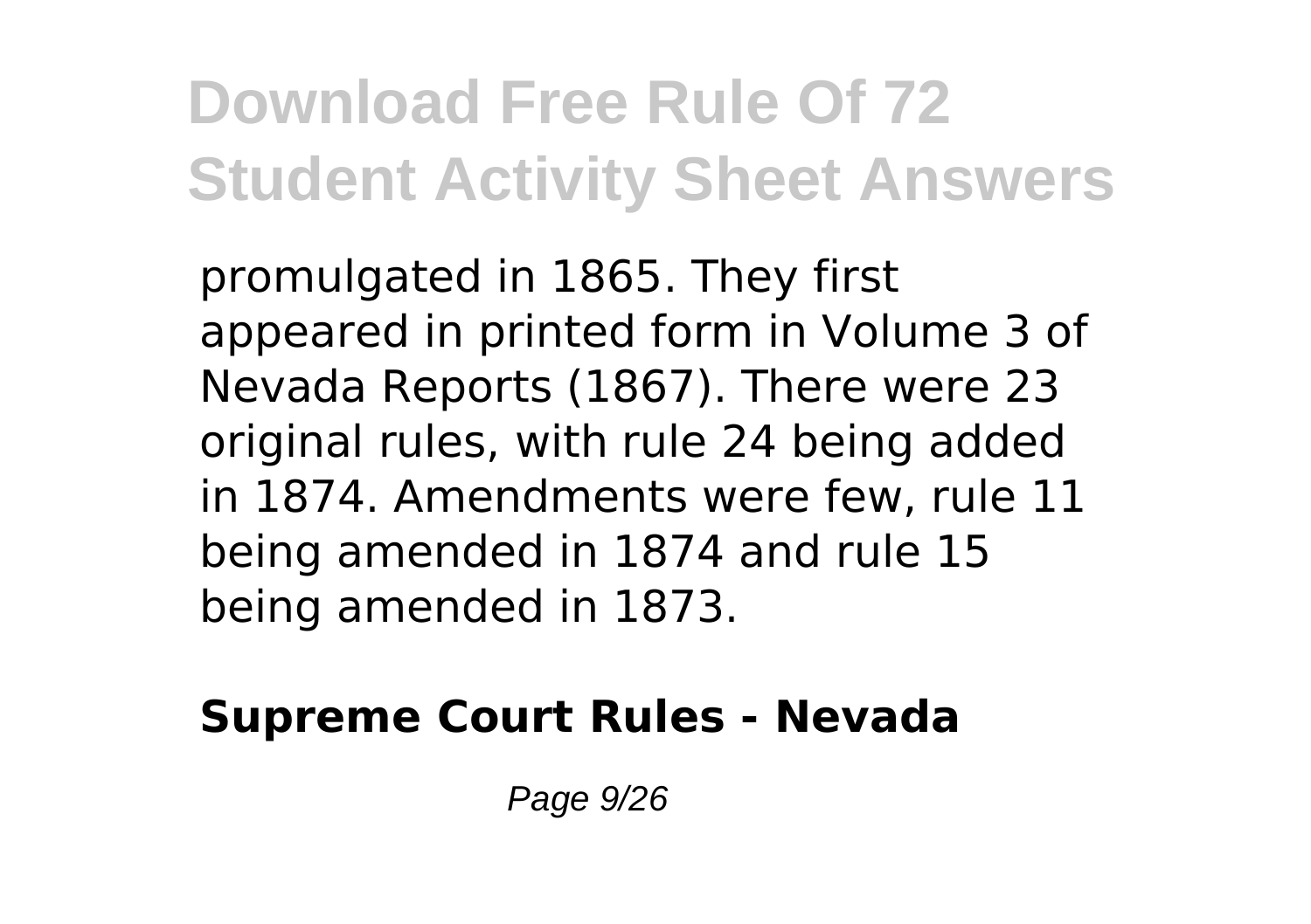promulgated in 1865. They first appeared in printed form in Volume 3 of Nevada Reports (1867). There were 23 original rules, with rule 24 being added in 1874. Amendments were few, rule 11 being amended in 1874 and rule 15 being amended in 1873.

**Supreme Court Rules - Nevada**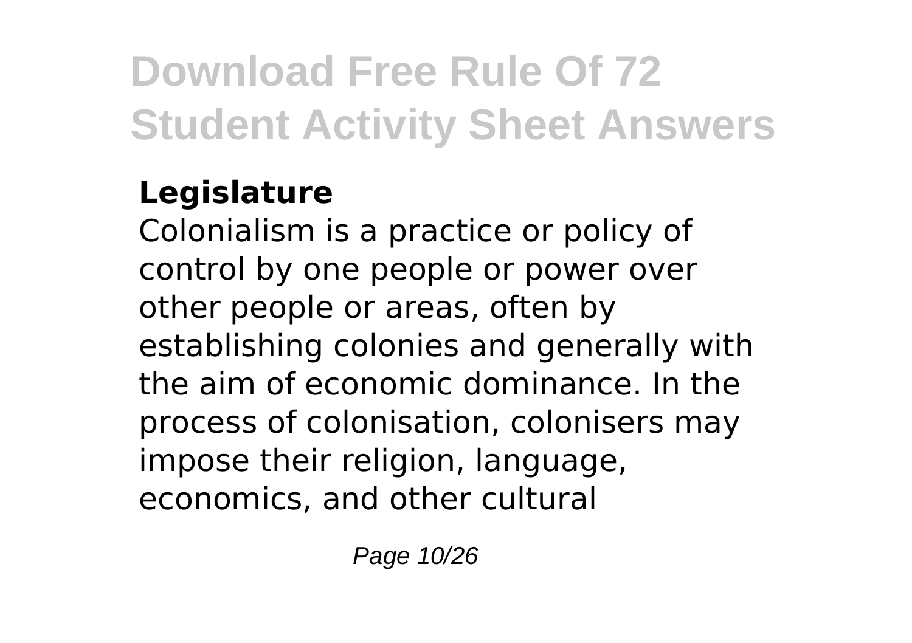**Legislature**

Colonialism is a practice or policy of control by one people or power over other people or areas, often by establishing colonies and generally with the aim of economic dominance. In the process of colonisation, colonisers may impose their religion, language, economics, and other cultural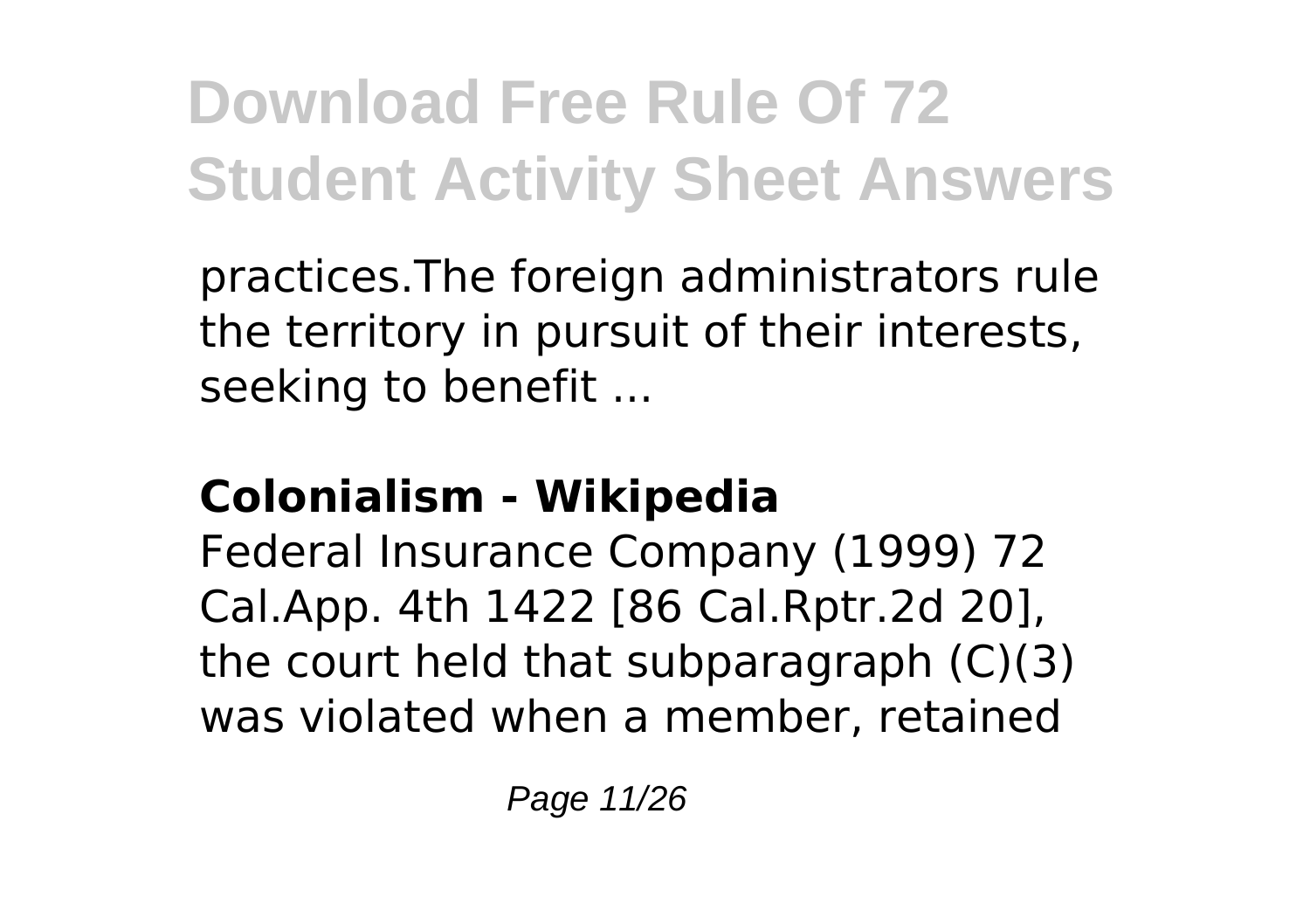practices.The foreign administrators rule the territory in pursuit of their interests, seeking to benefit ...

**Colonialism - Wikipedia**

Federal Insurance Company (1999) 72 Cal.App. 4th 1422 [86 Cal.Rptr.2d 20], the court held that subparagraph (C)(3) was violated when a member, retained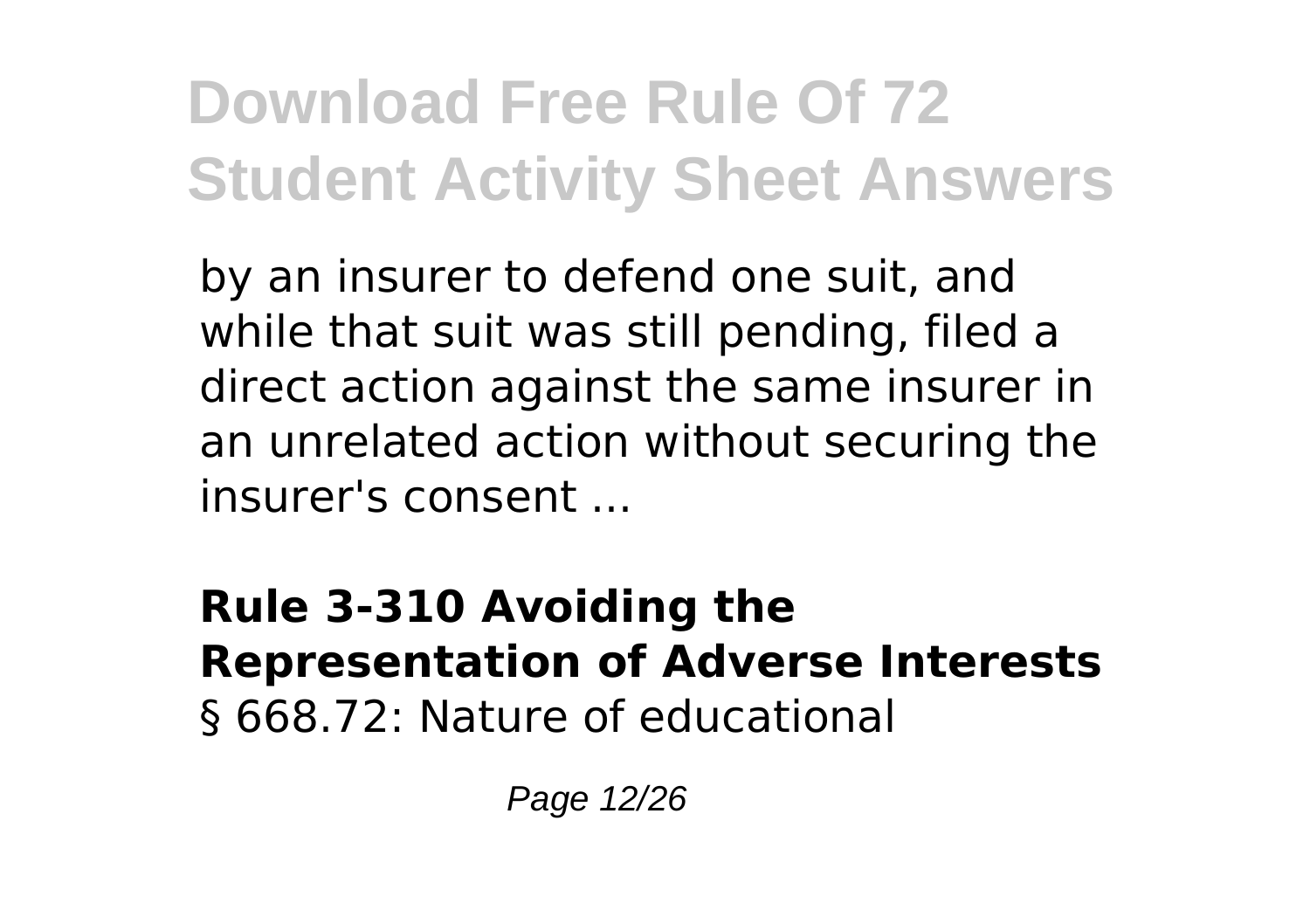by an insurer to defend one suit, and while that suit was still pending, filed a direct action against the same insurer in an unrelated action without securing the insurer's consent ...

**Rule 3-310 Avoiding the Representation of Adverse Interests**

§ 668.72: Nature of educational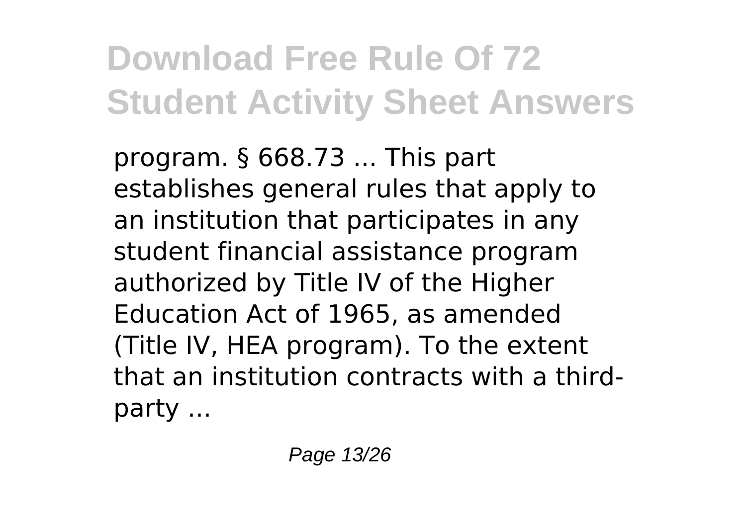program. § 668.73 ... This part establishes general rules that apply to an institution that participates in any student financial assistance program authorized by Title IV of the Higher Education Act of 1965, as amended (Title IV, HEA program). To the extent that an institution contracts with a third-party ...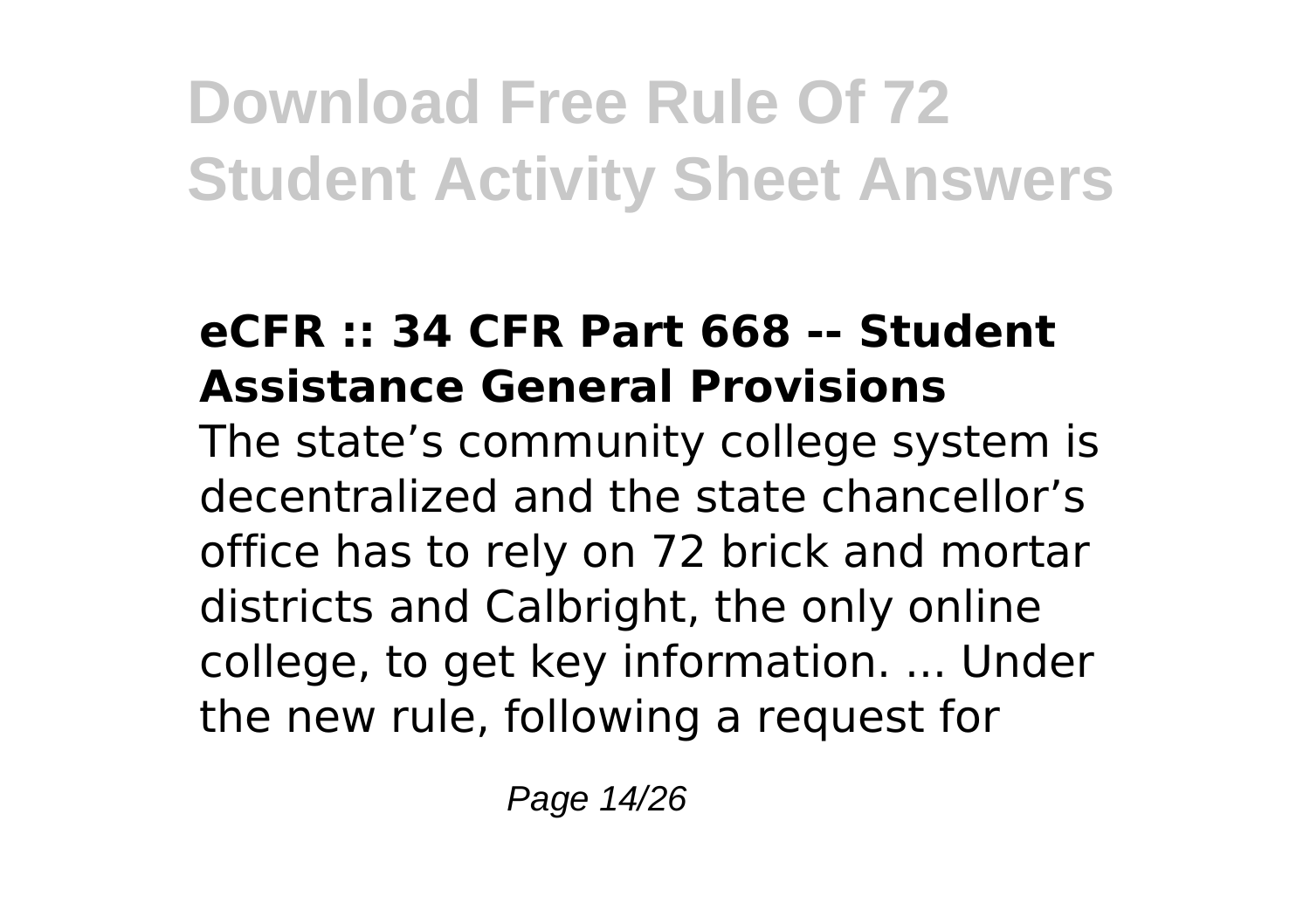# Download Free Rule Of 72 Student Activity Sheet Answers

### eCFR :: 34 CFR Part 668 -- Student Assistance General Provisions

The state's community college system is decentralized and the state chancellor's office has to rely on 72 brick and mortar districts and Calbright, the only online college, to get key information. ... Under the new rule, following a request for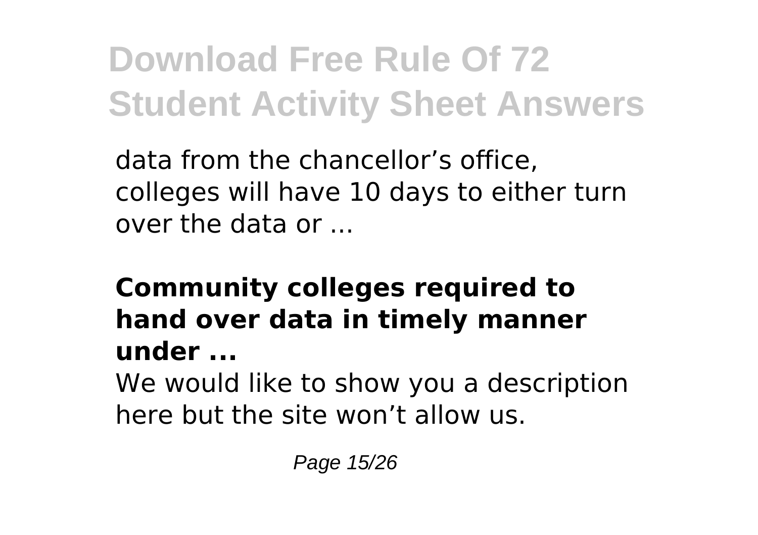data from the chancellor's office, colleges will have 10 days to either turn over the data or ...

**Community colleges required to hand over data in timely manner under ...**

We would like to show you a description here but the site won't allow us.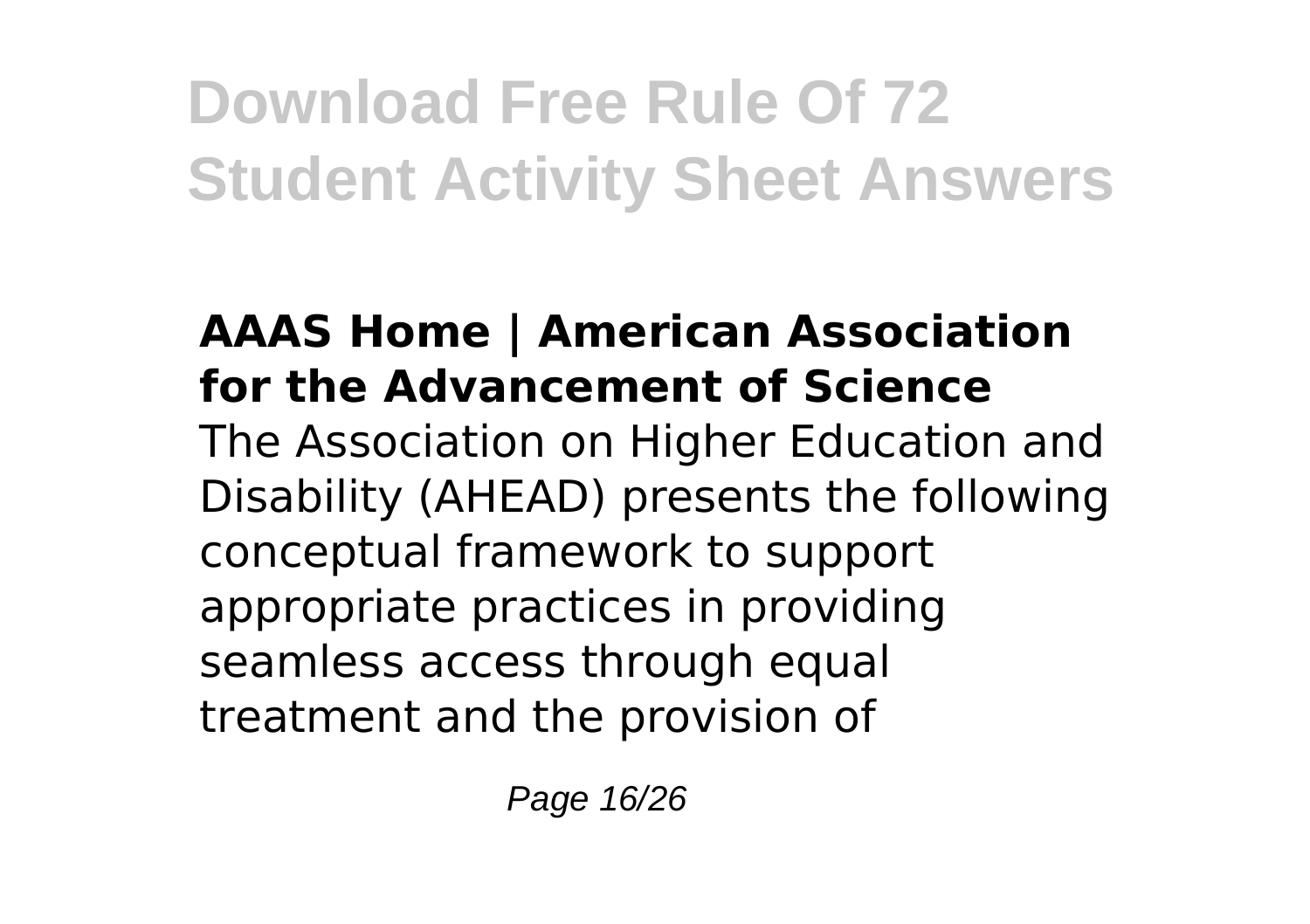# Download Free Rule Of 72 Student Activity Sheet Answers

### AAAS Home | American Association for the Advancement of Science

The Association on Higher Education and Disability (AHEAD) presents the following conceptual framework to support appropriate practices in providing seamless access through equal treatment and the provision of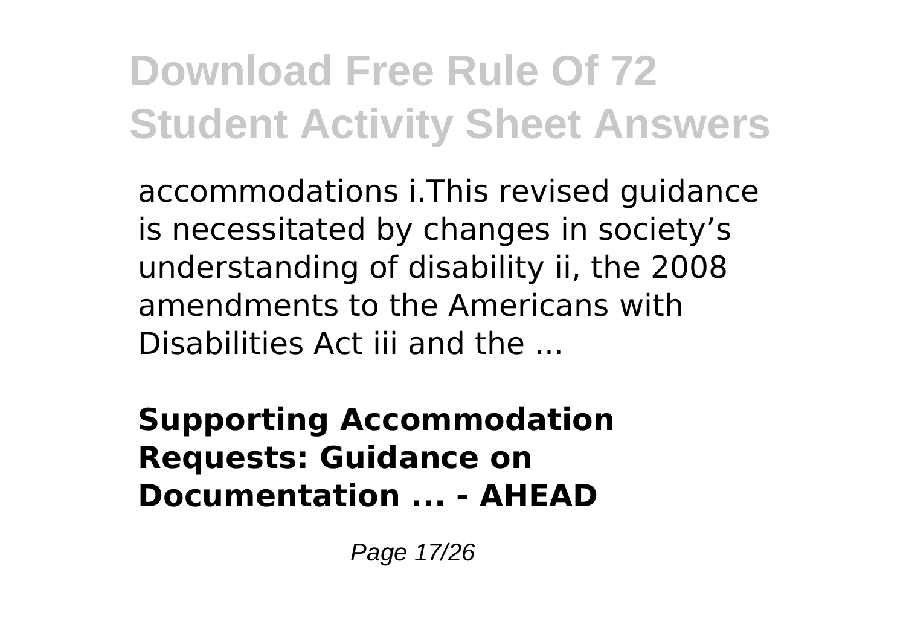accommodations i.This revised guidance is necessitated by changes in society's understanding of disability ii, the 2008 amendments to the Americans with Disabilities Act iii and the ...

**Supporting Accommodation Requests: Guidance on Documentation ... - AHEAD**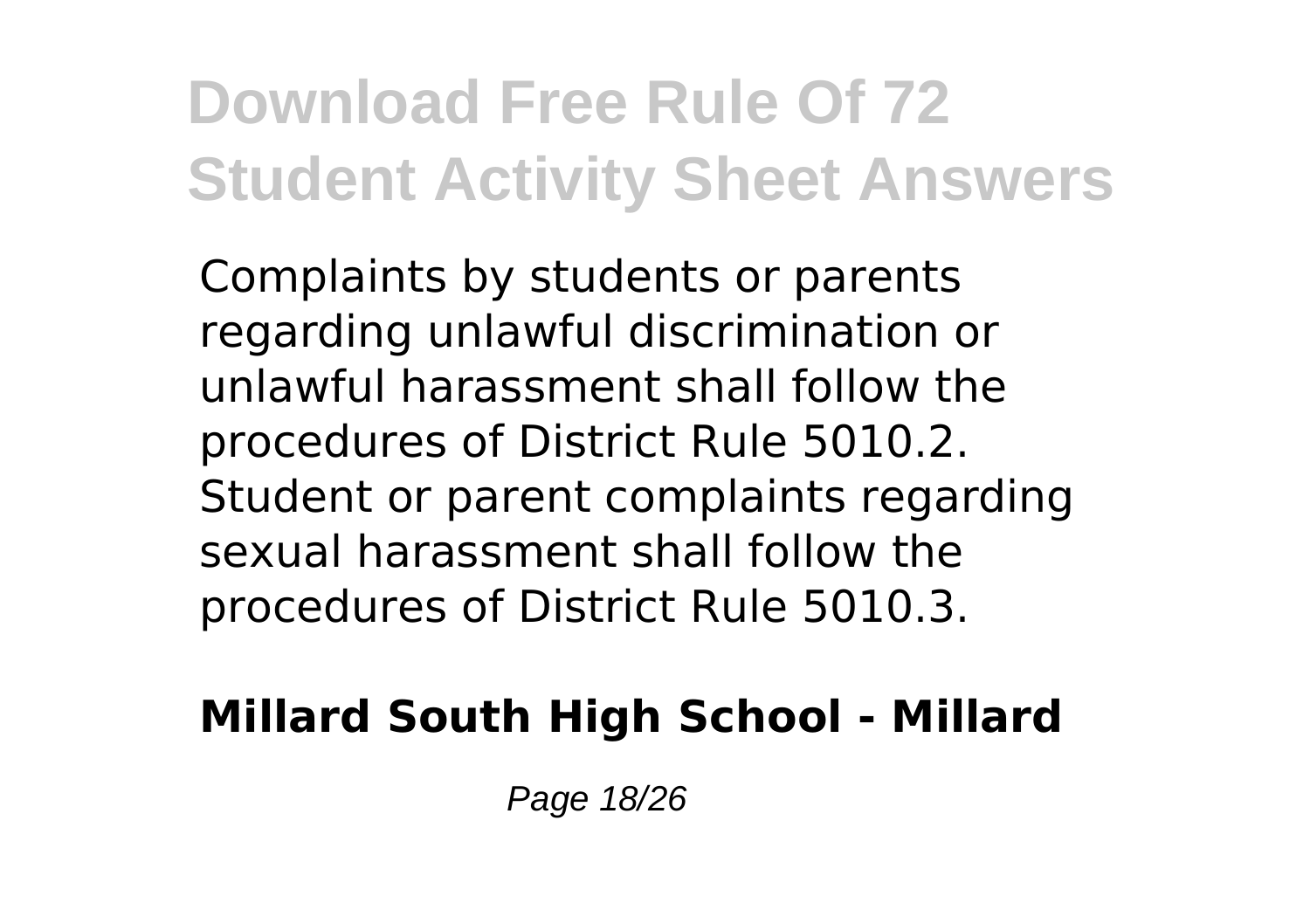Complaints by students or parents regarding unlawful discrimination or unlawful harassment shall follow the procedures of District Rule 5010.2. Student or parent complaints regarding sexual harassment shall follow the procedures of District Rule 5010.3.

**Millard South High School - Millard**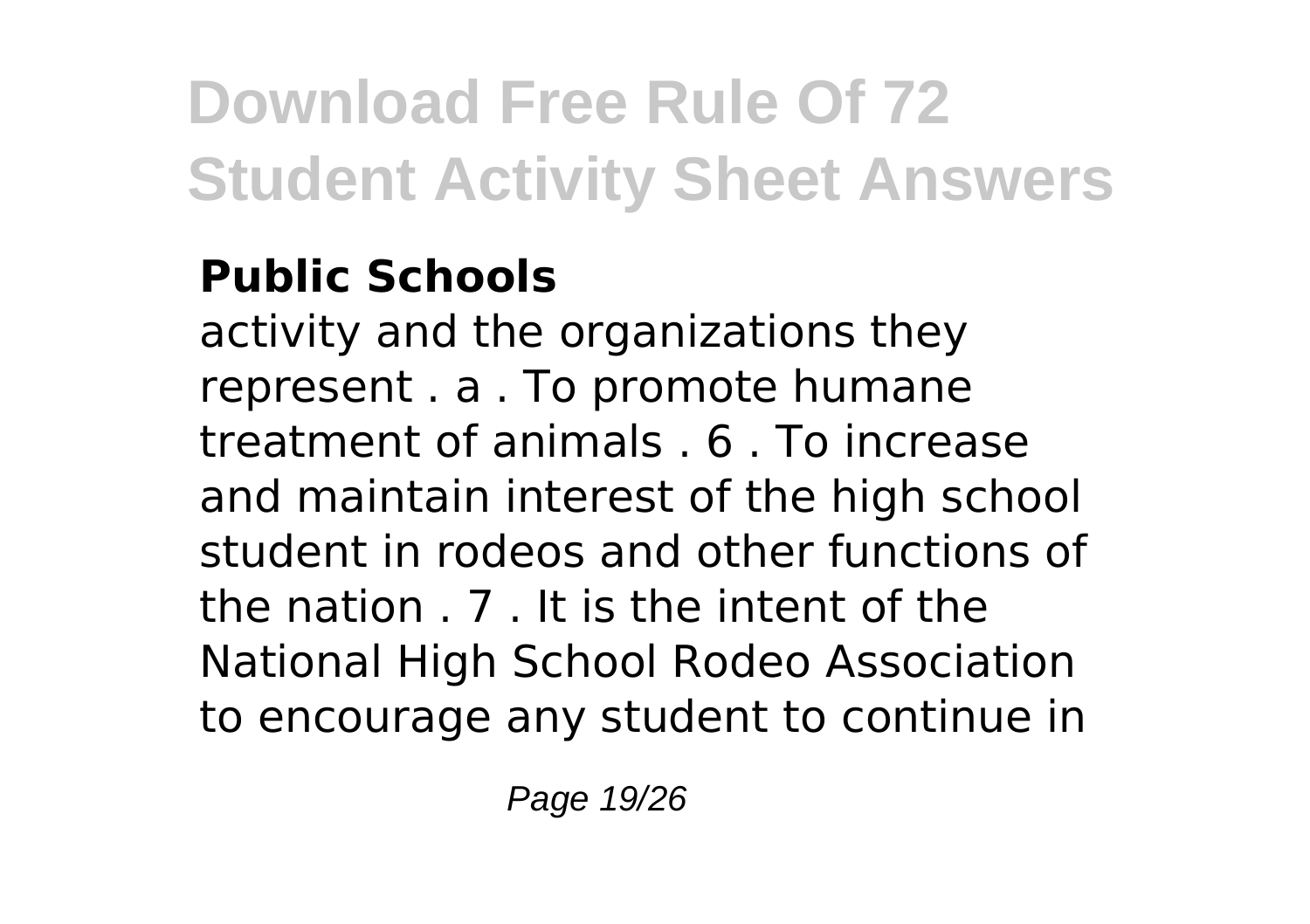### Public Schools

activity and the organizations they represent . a . To promote humane treatment of animals . 6 . To increase and maintain interest of the high school student in rodeos and other functions of the nation . 7 . It is the intent of the National High School Rodeo Association to encourage any student to continue in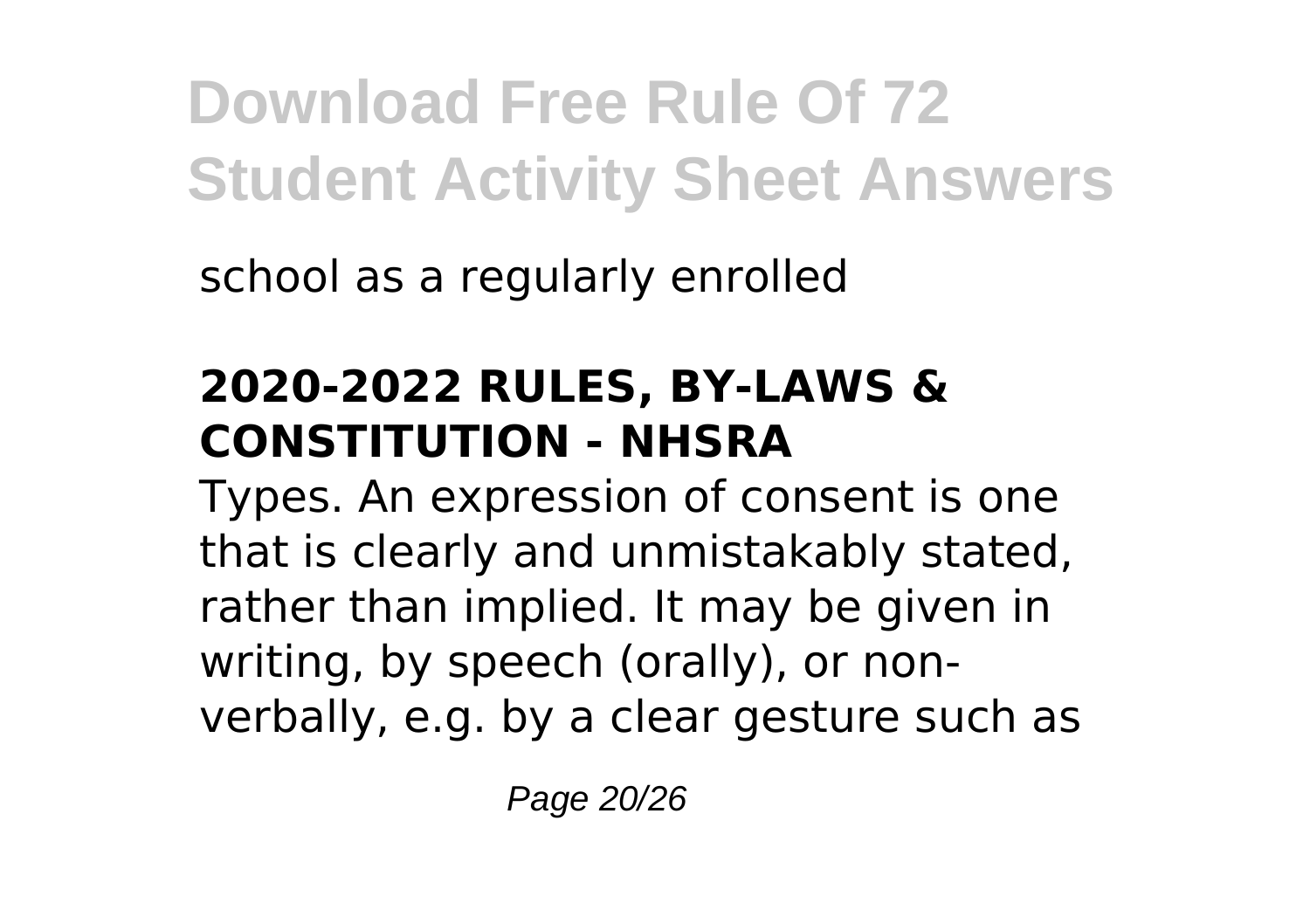school as a regularly enrolled

## 2020-2022 RULES, BY-LAWS & CONSTITUTION - NHSRA

Types. An expression of consent is one that is clearly and unmistakably stated, rather than implied. It may be given in writing, by speech (orally), or non-verbally, e.g. by a clear gesture such as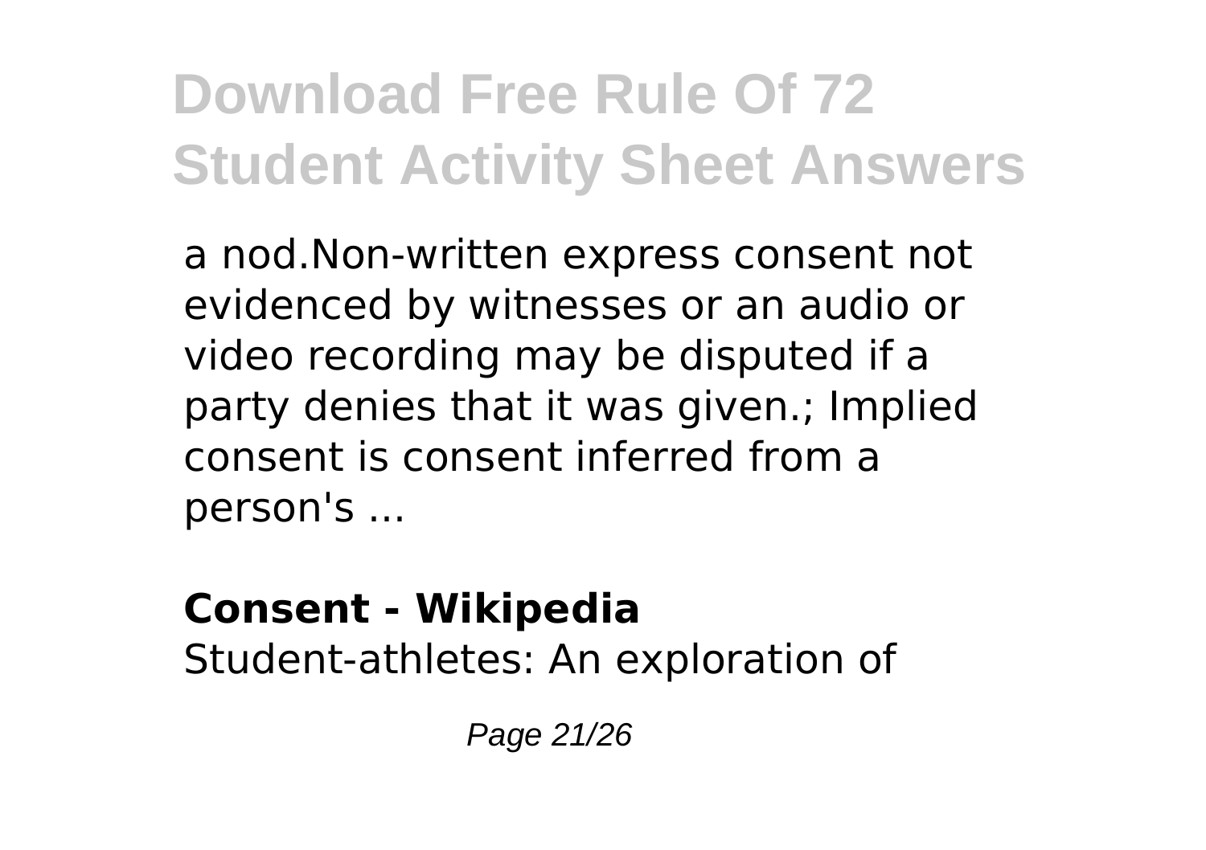a nod.Non-written express consent not evidenced by witnesses or an audio or video recording may be disputed if a party denies that it was given.; Implied consent is consent inferred from a person's ...

**Consent - Wikipedia**

Student-athletes: An exploration of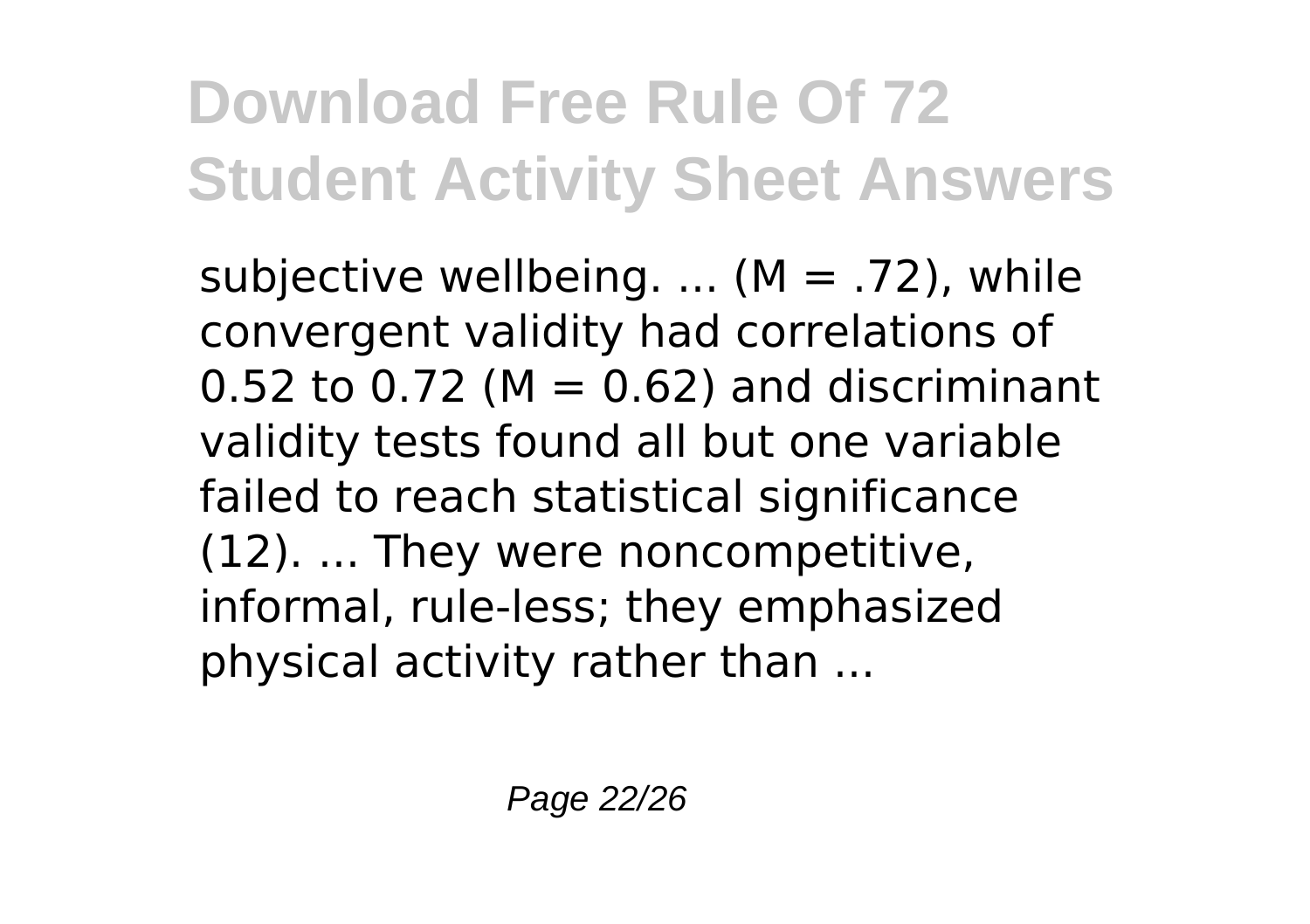subjective wellbeing. ... ($M = .72$), while convergent validity had correlations of 0.52 to 0.72 ($M = 0.62$) and discriminant validity tests found all but one variable failed to reach statistical significance (12). ... They were noncompetitive, informal, rule-less; they emphasized physical activity rather than ...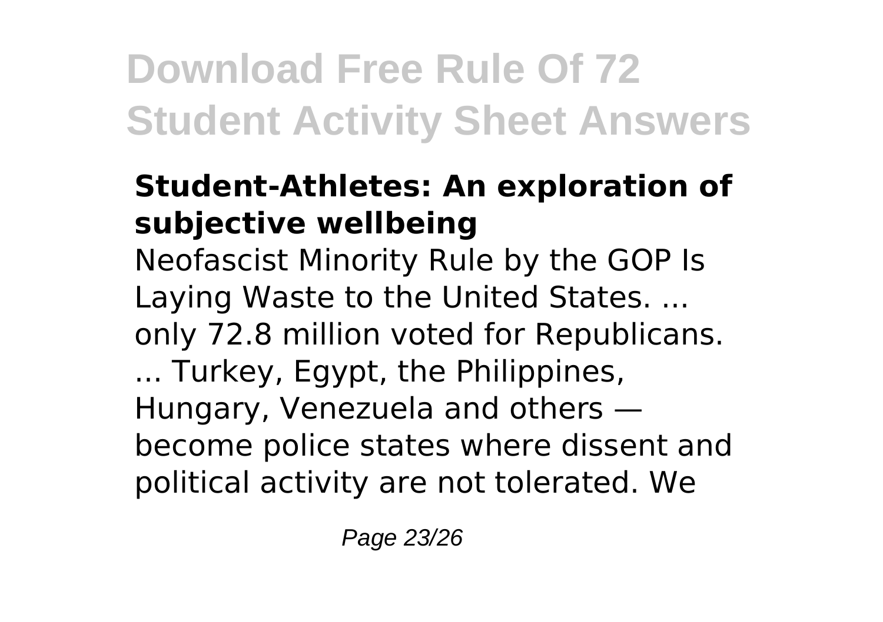**Student-Athletes: An exploration of subjective wellbeing**

Neofascist Minority Rule by the GOP Is Laying Waste to the United States. ... only 72.8 million voted for Republicans. ... Turkey, Egypt, the Philippines, Hungary, Venezuela and others — become police states where dissent and political activity are not tolerated. We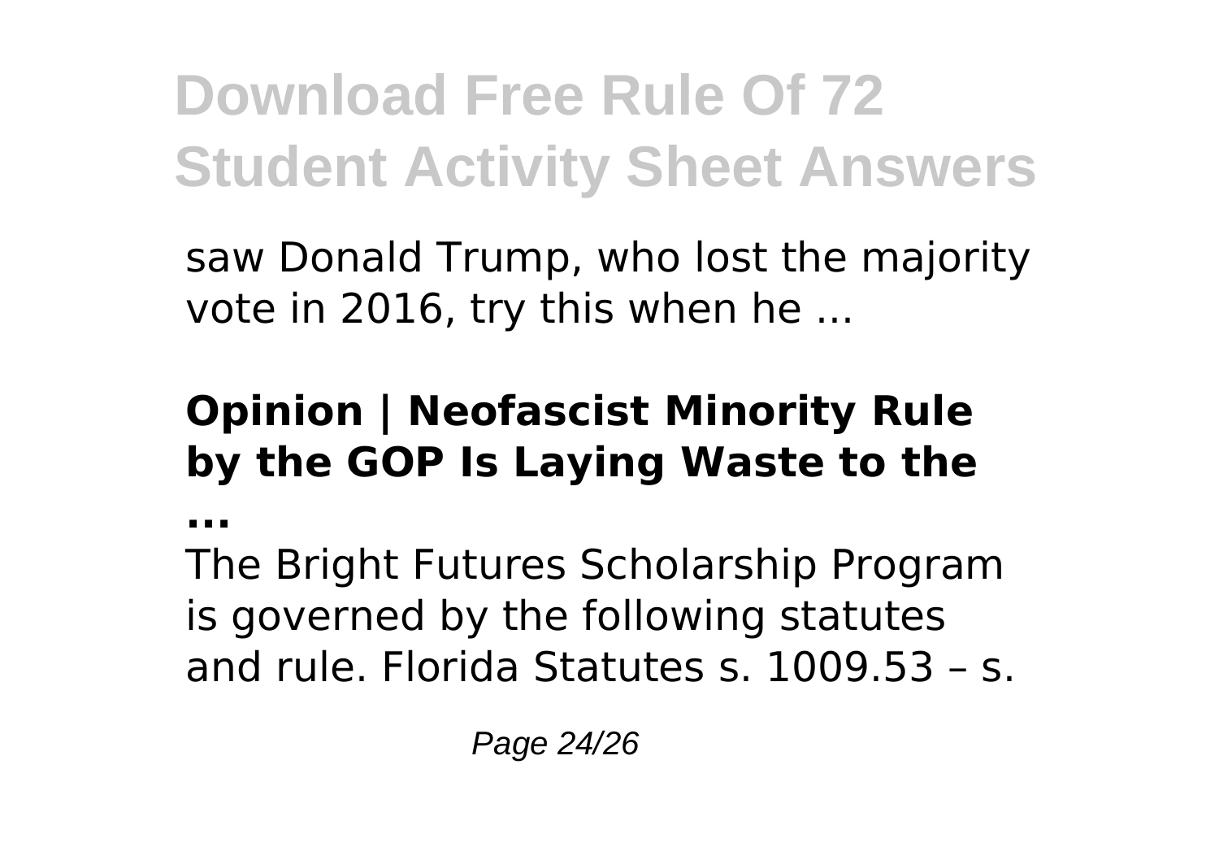saw Donald Trump, who lost the majority vote in 2016, try this when he ...

**Opinion | Neofascist Minority Rule by the GOP Is Laying Waste to the ...**

The Bright Futures Scholarship Program is governed by the following statutes and rule. Florida Statutes s. 1009.53 – s.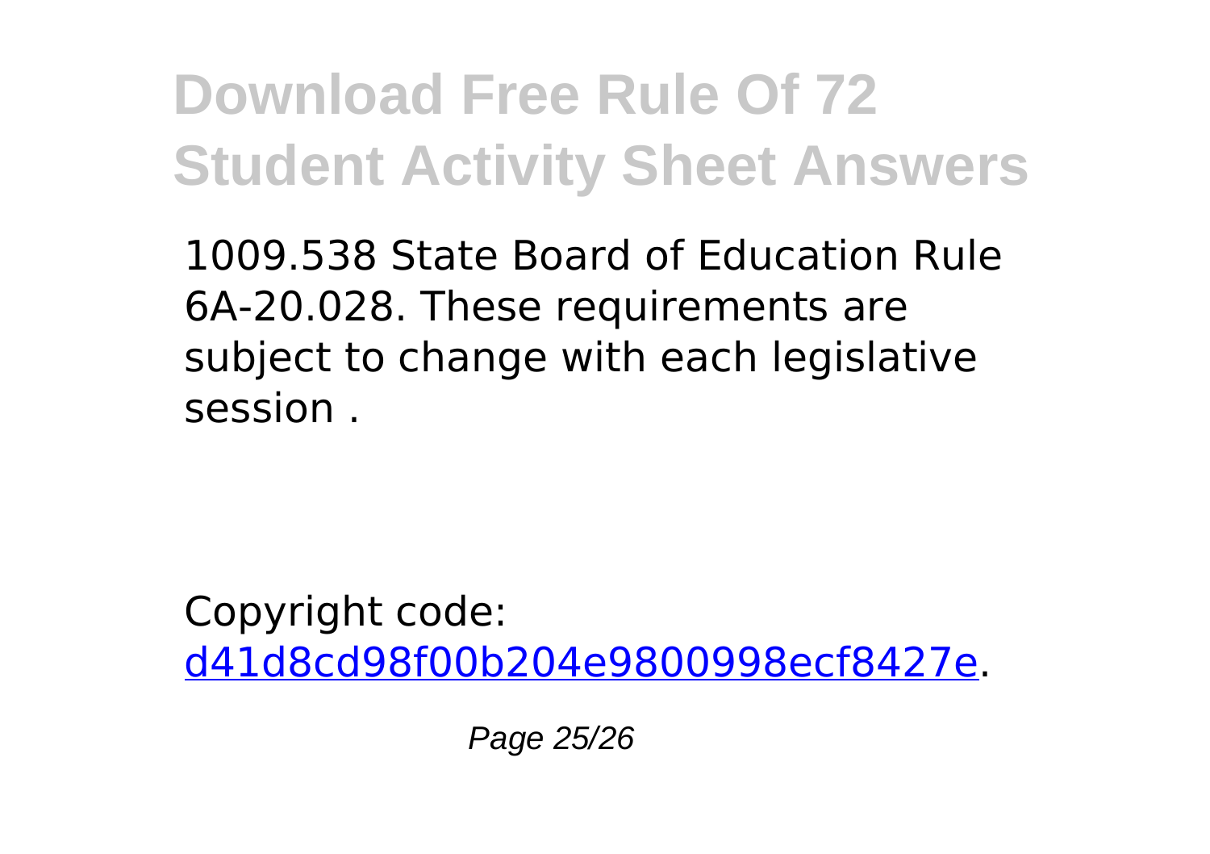1009.538 State Board of Education Rule 6A-20.028. These requirements are subject to change with each legislative session .

Copyright code: [d41d8cd98f00b204e9800998ecf8427e](d41d8cd98f00b204e9800998ecf8427e).